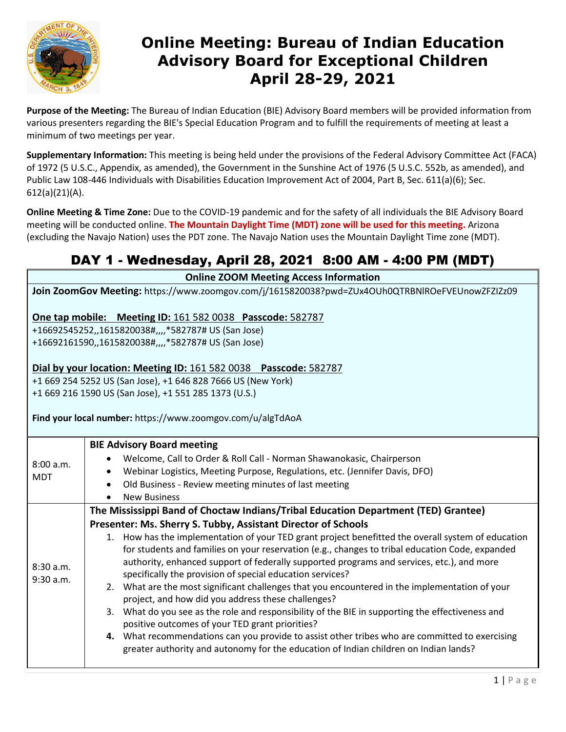# Online Meeting: Bureau of Indian Education Advisory Board for Exceptional Children April 28-29, 2021

**Purpose of the Meeting:** The Bureau of Indian Education (BIE) Advisory Board members will be provided information from various presenters regarding the BIE's Special Education Program and to fulfill the requirements of meeting at least a minimum of two meetings per year.

**Supplementary Information:** This meeting is being held under the provisions of the Federal Advisory Committee Act (FACA) of 1972 (5 U.S.C., Appendix, as amended), the Government in the Sunshine Act of 1976 (5 U.S.C. 552b, as amended), and Public Law 108-446 Individuals with Disabilities Education Improvement Act of 2004, Part B, Sec. 611(a)(6); Sec. 612(a)(21)(A).

**Online Meeting & Time Zone:** Due to the COVID-19 pandemic and for the safety of all individuals the BIE Advisory Board meeting will be conducted online. **The Mountain Daylight Time (MDT) zone will be used for this meeting.** Arizona (excluding the Navajo Nation) uses the PDT zone. The Navajo Nation uses the Mountain Daylight Time zone (MDT).

## DAY 1 - Wednesday, April 28, 2021 8:00 AM - 4:00 PM (MDT)

### Online ZOOM Meeting Access Information

**Join ZoomGov Meeting:** https://www.zoomgov.com/j/1615820038?pwd=ZUx4OUh0QTRBNlROeFVEUnowZFZlZz09

**One tap mobile: Meeting ID:** 161 582 0038 **Passcode:** 582787
+16692545252,,1615820038#,,,,*582787# US (San Jose)
+16692161590,,1615820038#,,,,*582787# US (San Jose)

**Dial by your location: Meeting ID:** 161 582 0038 **Passcode:** 582787
+1 669 254 5252 US (San Jose), +1 646 828 7666 US (New York)
+1 669 216 1590 US (San Jose), +1 551 285 1373 (U.S.)

**Find your local number:** https://www.zoomgov.com/u/algTdAoA

| Time | Agenda |
|---|---|
| 8:00 a.m. MDT | **BIE Advisory Board meeting**<br>• Welcome, Call to Order & Roll Call - Norman Shawanokasic, Chairperson<br>• Webinar Logistics, Meeting Purpose, Regulations, etc. (Jennifer Davis, DFO)<br>• Old Business - Review meeting minutes of last meeting<br>• New Business |
| 8:30 a.m. 9:30 a.m. | **The Mississippi Band of Choctaw Indians/Tribal Education Department (TED) Grantee)**<br>**Presenter: Ms. Sherry S. Tubby, Assistant Director of Schools**<br>1. How has the implementation of your TED grant project benefitted the overall system of education for students and families on your reservation (e.g., changes to tribal education Code, expanded authority, enhanced support of federally supported programs and services, etc.), and more specifically the provision of special education services?<br>2. What are the most significant challenges that you encountered in the implementation of your project, and how did you address these challenges?<br>3. What do you see as the role and responsibility of the BIE in supporting the effectiveness and positive outcomes of your TED grant priorities?<br>4. What recommendations can you provide to assist other tribes who are committed to exercising greater authority and autonomy for the education of Indian children on Indian lands? |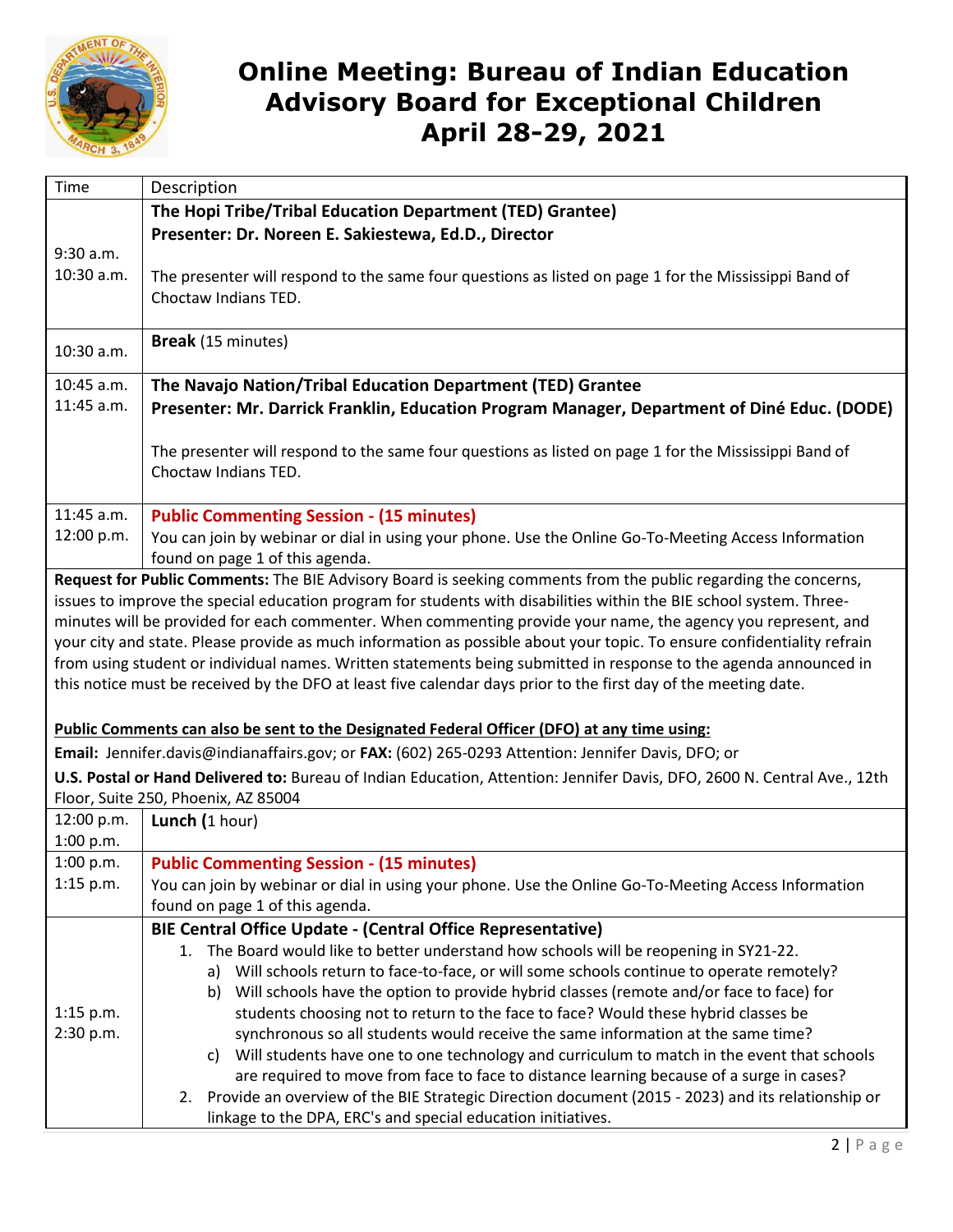# Online Meeting: Bureau of Indian Education Advisory Board for Exceptional Children April 28-29, 2021

| Time | Description |
|---|---|
| 9:30 a.m. 10:30 a.m. | **The Hopi Tribe/Tribal Education Department (TED) Grantee)** **Presenter: Dr. Noreen E. Sakiestewa, Ed.D., Director** The presenter will respond to the same four questions as listed on page 1 for the Mississippi Band of Choctaw Indians TED. |
| 10:30 a.m. | **Break** (15 minutes) |
| 10:45 a.m. 11:45 a.m. | **The Navajo Nation/Tribal Education Department (TED) Grantee** **Presenter: Mr. Darrick Franklin, Education Program Manager, Department of Diné Educ. (DODE)** The presenter will respond to the same four questions as listed on page 1 for the Mississippi Band of Choctaw Indians TED. |
| 11:45 a.m. 12:00 p.m. | **Public Commenting Session - (15 minutes)** You can join by webinar or dial in using your phone. Use the Online Go-To-Meeting Access Information found on page 1 of this agenda. |

**Request for Public Comments:** The BIE Advisory Board is seeking comments from the public regarding the concerns, issues to improve the special education program for students with disabilities within the BIE school system. Three-minutes will be provided for each commenter. When commenting provide your name, the agency you represent, and your city and state. Please provide as much information as possible about your topic. To ensure confidentiality refrain from using student or individual names. Written statements being submitted in response to the agenda announced in this notice must be received by the DFO at least five calendar days prior to the first day of the meeting date.

**Public Comments can also be sent to the Designated Federal Officer (DFO) at any time using:**

**Email:** Jennifer.davis@indianaffairs.gov; or **FAX:** (602) 265-0293 Attention: Jennifer Davis, DFO; or

**U.S. Postal or Hand Delivered to:** Bureau of Indian Education, Attention: Jennifer Davis, DFO, 2600 N. Central Ave., 12th Floor, Suite 250, Phoenix, AZ 85004

| Time | Description |
|---|---|
| 12:00 p.m. 1:00 p.m. | **Lunch** (1 hour) |
| 1:00 p.m. 1:15 p.m. | **Public Commenting Session - (15 minutes)** You can join by webinar or dial in using your phone. Use the Online Go-To-Meeting Access Information found on page 1 of this agenda. |
| 1:15 p.m. 2:30 p.m. | **BIE Central Office Update - (Central Office Representative)** 1. The Board would like to better understand how schools will be reopening in SY21-22. a) Will schools return to face-to-face, or will some schools continue to operate remotely? b) Will schools have the option to provide hybrid classes (remote and/or face to face) for students choosing not to return to the face to face? Would these hybrid classes be synchronous so all students would receive the same information at the same time? c) Will students have one to one technology and curriculum to match in the event that schools are required to move from face to face to distance learning because of a surge in cases? 2. Provide an overview of the BIE Strategic Direction document (2015 - 2023) and its relationship or linkage to the DPA, ERC's and special education initiatives. |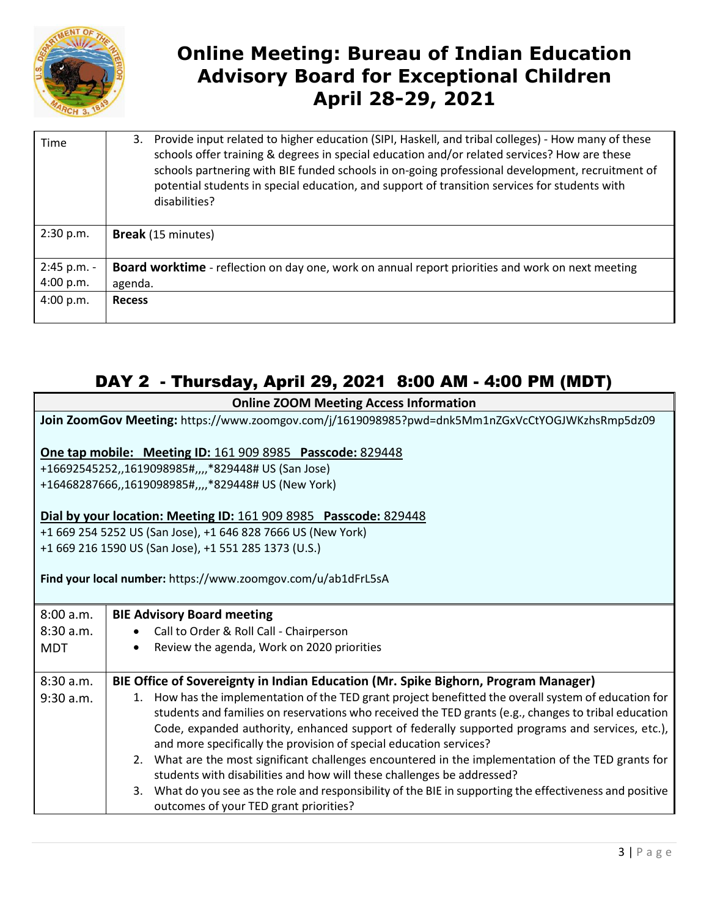# Online Meeting: Bureau of Indian Education Advisory Board for Exceptional Children April 28-29, 2021

| Time | |
|---|---|
| | 3. Provide input related to higher education (SIPI, Haskell, and tribal colleges) - How many of these schools offer training & degrees in special education and/or related services? How are these schools partnering with BIE funded schools in on-going professional development, recruitment of potential students in special education, and support of transition services for students with disabilities? |
| 2:30 p.m. | **Break** (15 minutes) |
| 2:45 p.m. - 4:00 p.m. | **Board worktime** - reflection on day one, work on annual report priorities and work on next meeting agenda. |
| 4:00 p.m. | **Recess** |

## DAY 2 - Thursday, April 29, 2021 8:00 AM - 4:00 PM (MDT)

**Online ZOOM Meeting Access Information**

**Join ZoomGov Meeting:** https://www.zoomgov.com/j/1619098985?pwd=dnk5Mm1nZGxVcCtYOGJWKzhsRmp5dz09

**One tap mobile: Meeting ID:** 161 909 8985 **Passcode:** 829448
+16692545252,,1619098985#,,,,*829448# US (San Jose)
+16468287666,,1619098985#,,,,*829448# US (New York)

**Dial by your location: Meeting ID:** 161 909 8985 **Passcode:** 829448
+1 669 254 5252 US (San Jose), +1 646 828 7666 US (New York)
+1 669 216 1590 US (San Jose), +1 551 285 1373 (U.S.)

**Find your local number:** https://www.zoomgov.com/u/ab1dFrL5sA

| Time | |
|---|---|
| 8:00 a.m. 8:30 a.m. MDT | **BIE Advisory Board meeting**<br>• Call to Order & Roll Call - Chairperson<br>• Review the agenda, Work on 2020 priorities |
| 8:30 a.m. 9:30 a.m. | **BIE Office of Sovereignty in Indian Education (Mr. Spike Bighorn, Program Manager)**<br>1. How has the implementation of the TED grant project benefitted the overall system of education for students and families on reservations who received the TED grants (e.g., changes to tribal education Code, expanded authority, enhanced support of federally supported programs and services, etc.), and more specifically the provision of special education services?<br>2. What are the most significant challenges encountered in the implementation of the TED grants for students with disabilities and how will these challenges be addressed?<br>3. What do you see as the role and responsibility of the BIE in supporting the effectiveness and positive outcomes of your TED grant priorities? |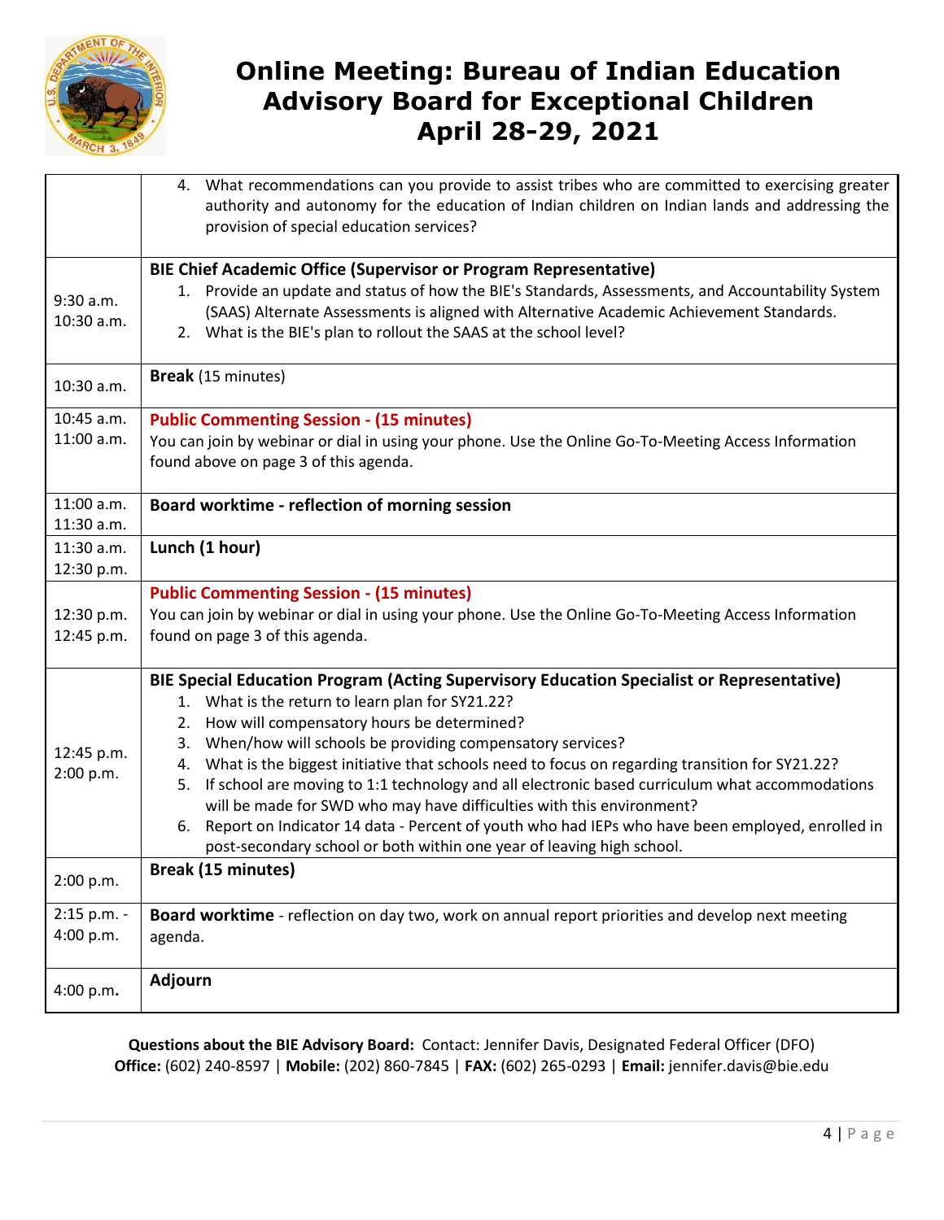# Online Meeting: Bureau of Indian Education Advisory Board for Exceptional Children April 28-29, 2021

| | |
|---|---|
| | 4. What recommendations can you provide to assist tribes who are committed to exercising greater authority and autonomy for the education of Indian children on Indian lands and addressing the provision of special education services? |
| 9:30 a.m. 10:30 a.m. | **BIE Chief Academic Office (Supervisor or Program Representative)** 1. Provide an update and status of how the BIE's Standards, Assessments, and Accountability System (SAAS) Alternate Assessments is aligned with Alternative Academic Achievement Standards. 2. What is the BIE's plan to rollout the SAAS at the school level? |
| 10:30 a.m. | **Break** (15 minutes) |
| 10:45 a.m. 11:00 a.m. | **Public Commenting Session - (15 minutes)** You can join by webinar or dial in using your phone. Use the Online Go-To-Meeting Access Information found above on page 3 of this agenda. |
| 11:00 a.m. 11:30 a.m. | **Board worktime - reflection of morning session** |
| 11:30 a.m. 12:30 p.m. | **Lunch (1 hour)** |
| 12:30 p.m. 12:45 p.m. | **Public Commenting Session - (15 minutes)** You can join by webinar or dial in using your phone. Use the Online Go-To-Meeting Access Information found on page 3 of this agenda. |
| 12:45 p.m. 2:00 p.m. | **BIE Special Education Program (Acting Supervisory Education Specialist or Representative)** 1. What is the return to learn plan for SY21.22? 2. How will compensatory hours be determined? 3. When/how will schools be providing compensatory services? 4. What is the biggest initiative that schools need to focus on regarding transition for SY21.22? 5. If school are moving to 1:1 technology and all electronic based curriculum what accommodations will be made for SWD who may have difficulties with this environment? 6. Report on Indicator 14 data - Percent of youth who had IEPs who have been employed, enrolled in post-secondary school or both within one year of leaving high school. |
| 2:00 p.m. | **Break (15 minutes)** |
| 2:15 p.m. - 4:00 p.m. | **Board worktime** - reflection on day two, work on annual report priorities and develop next meeting agenda. |
| 4:00 p.m. | **Adjourn** |

**Questions about the BIE Advisory Board:** Contact: Jennifer Davis, Designated Federal Officer (DFO)
**Office:** (602) 240-8597 | **Mobile:** (202) 860-7845 | **FAX:** (602) 265-0293 | **Email:** jennifer.davis@bie.edu